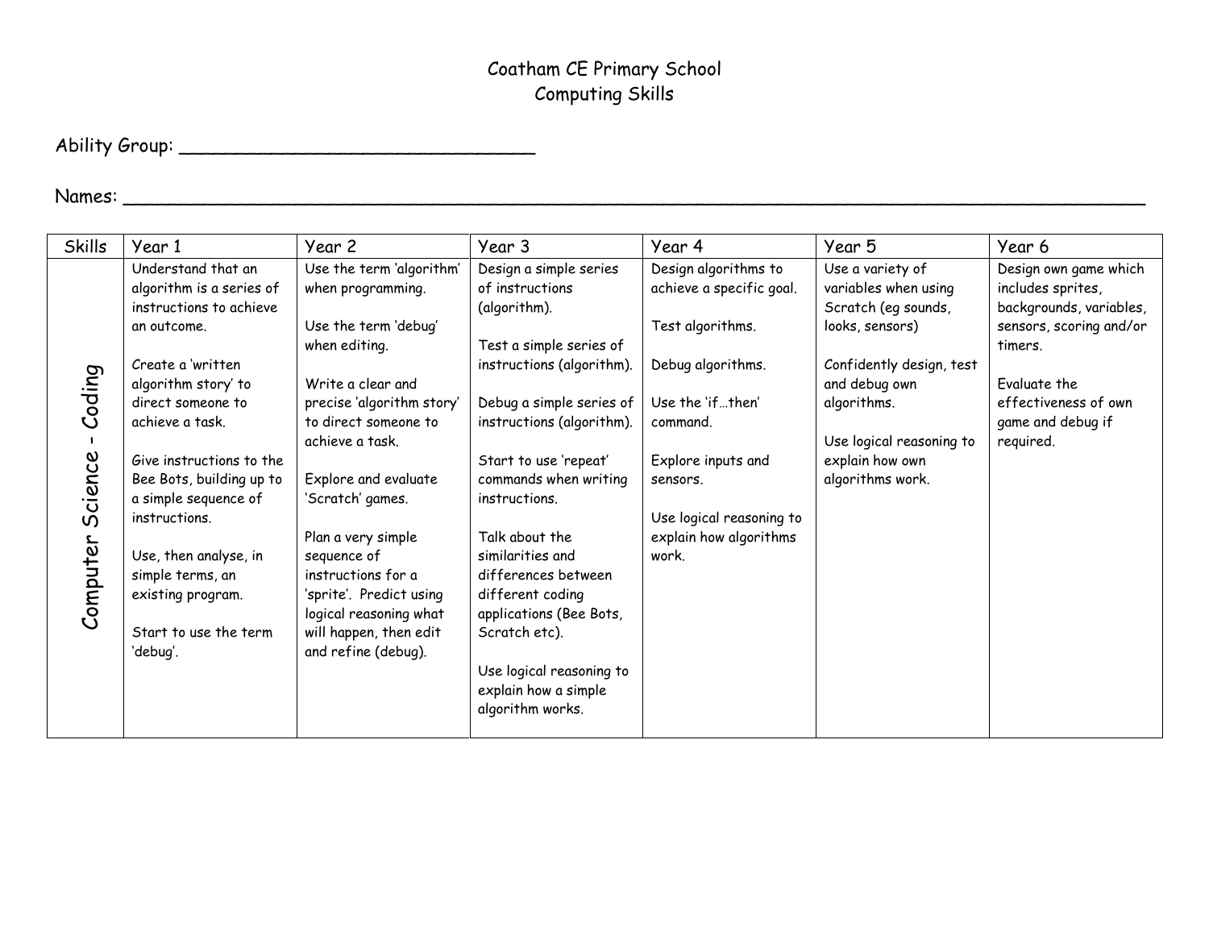# Coatham CE Primary School
## Computing Skills

Ability Group: ________________________________

Names: ____________________________________________________________________________________________

| Skills | Year 1 | Year 2 | Year 3 | Year 4 | Year 5 | Year 6 |
|---|---|---|---|---|---|---|
| Computer Science - Coding | Understand that an algorithm is a series of instructions to achieve an outcome.<br><br>Create a 'written algorithm story' to direct someone to achieve a task.<br><br>Give instructions to the Bee Bots, building up to a simple sequence of instructions.<br><br>Use, then analyse, in simple terms, an existing program.<br><br>Start to use the term 'debug'. | Use the term 'algorithm' when programming.<br><br>Use the term 'debug' when editing.<br><br>Write a clear and precise 'algorithm story' to direct someone to achieve a task.<br><br>Explore and evaluate 'Scratch' games.<br><br>Plan a very simple sequence of instructions for a 'sprite'. Predict using logical reasoning what will happen, then edit and refine (debug). | Design a simple series of instructions (algorithm).<br><br>Test a simple series of instructions (algorithm).<br><br>Debug a simple series of instructions (algorithm).<br><br>Start to use 'repeat' commands when writing instructions.<br><br>Talk about the similarities and differences between different coding applications (Bee Bots, Scratch etc).<br><br>Use logical reasoning to explain how a simple algorithm works. | Design algorithms to achieve a specific goal.<br><br>Test algorithms.<br><br>Debug algorithms.<br><br>Use the 'if…then' command.<br><br>Explore inputs and sensors.<br><br>Use logical reasoning to explain how algorithms work. | Use a variety of variables when using Scratch (eg sounds, looks, sensors)<br><br>Confidently design, test and debug own algorithms.<br><br>Use logical reasoning to explain how own algorithms work. | Design own game which includes sprites, backgrounds, variables, sensors, scoring and/or timers.<br><br>Evaluate the effectiveness of own game and debug if required. |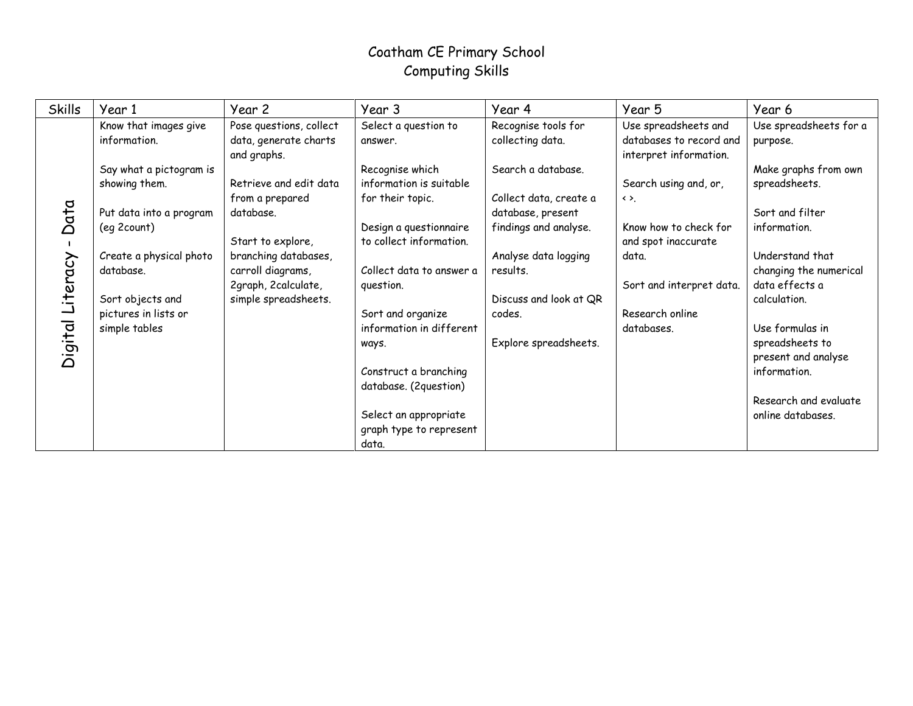# Coatham CE Primary School
## Computing Skills

| Skills | Year 1 | Year 2 | Year 3 | Year 4 | Year 5 | Year 6 |
|---|---|---|---|---|---|---|
| Digital Literacy - Data | Know that images give information.<br><br>Say what a pictogram is showing them.<br><br>Put data into a program (eg 2count)<br><br>Create a physical photo database.<br><br>Sort objects and pictures in lists or simple tables | Pose questions, collect data, generate charts and graphs.<br><br>Retrieve and edit data from a prepared database.<br><br>Start to explore, branching databases, carroll diagrams, 2graph, 2calculate, simple spreadsheets. | Select a question to answer.<br><br>Recognise which information is suitable for their topic.<br><br>Design a questionnaire to collect information.<br><br>Collect data to answer a question.<br><br>Sort and organize information in different ways.<br><br>Construct a branching database. (2question)<br><br>Select an appropriate graph type to represent data. | Recognise tools for collecting data.<br><br>Search a database.<br><br>Collect data, create a database, present findings and analyse.<br><br>Analyse data logging results.<br><br>Discuss and look at QR codes.<br><br>Explore spreadsheets. | Use spreadsheets and databases to record and interpret information.<br><br>Search using and, or, < >.<br><br>Know how to check for and spot inaccurate data.<br><br>Sort and interpret data.<br><br>Research online databases. | Use spreadsheets for a purpose.<br><br>Make graphs from own spreadsheets.<br><br>Sort and filter information.<br><br>Understand that changing the numerical data effects a calculation.<br><br>Use formulas in spreadsheets to present and analyse information.<br><br>Research and evaluate online databases. |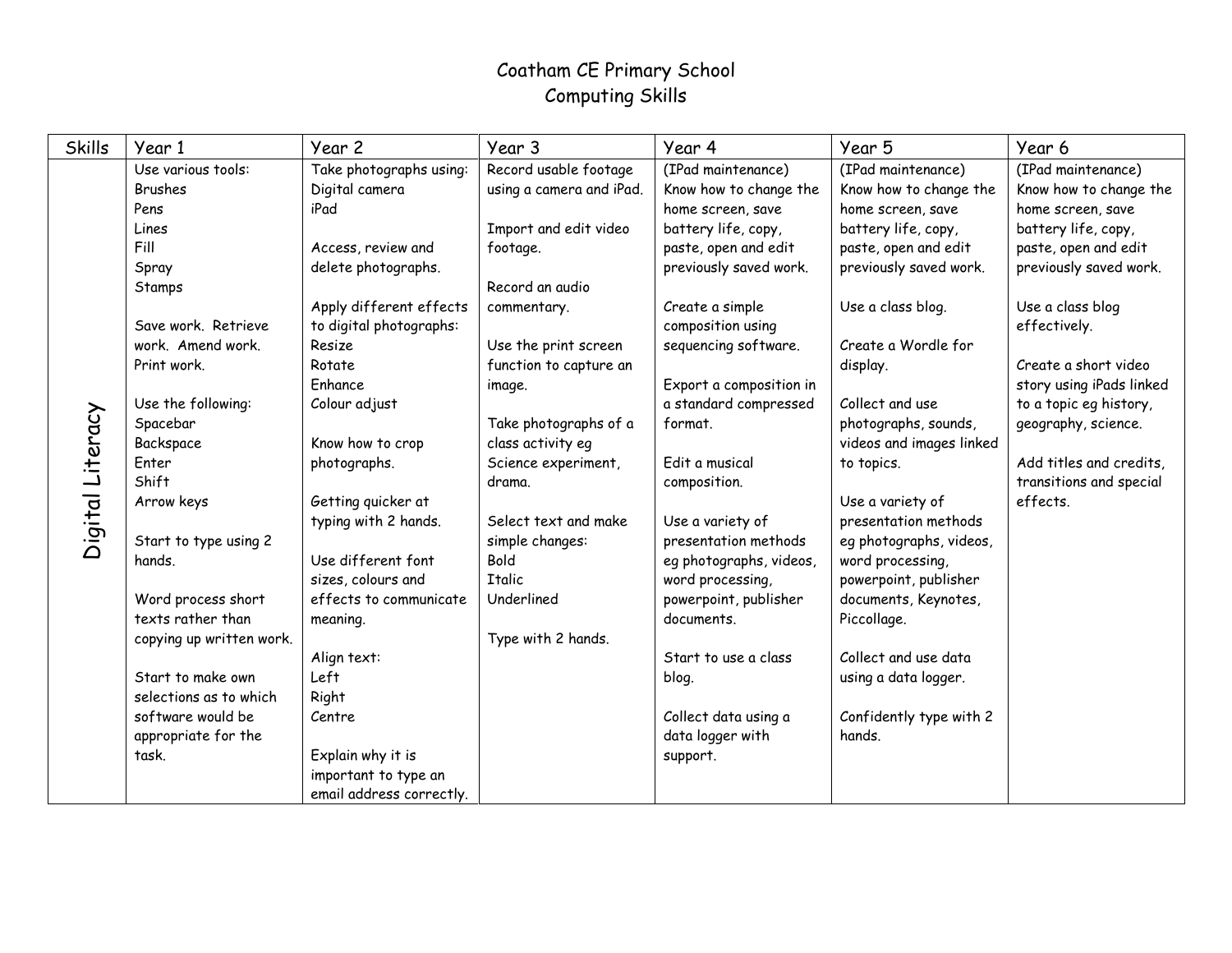# Coatham CE Primary School
## Computing Skills

| Skills | Year 1 | Year 2 | Year 3 | Year 4 | Year 5 | Year 6 |
|---|---|---|---|---|---|---|
| Digital Literacy | Use various tools:<br>Brushes<br>Pens<br>Lines<br>Fill<br>Spray<br>Stamps<br><br>Save work. Retrieve work. Amend work. Print work.<br><br>Use the following:<br>Spacebar<br>Backspace<br>Enter<br>Shift<br>Arrow keys<br><br>Start to type using 2 hands.<br><br>Word process short texts rather than copying up written work.<br><br>Start to make own selections as to which software would be appropriate for the task. | Take photographs using:<br>Digital camera<br>iPad<br><br>Access, review and delete photographs.<br><br>Apply different effects to digital photographs:<br>Resize<br>Rotate<br>Enhance<br>Colour adjust<br><br>Know how to crop photographs.<br><br>Getting quicker at typing with 2 hands.<br><br>Use different font sizes, colours and effects to communicate meaning.<br><br>Align text:<br>Left<br>Right<br>Centre<br><br>Explain why it is important to type an email address correctly. | Record usable footage using a camera and iPad.<br><br>Import and edit video footage.<br><br>Record an audio commentary.<br><br>Use the print screen function to capture an image.<br><br>Take photographs of a class activity eg Science experiment, drama.<br><br>Select text and make simple changes:<br>Bold<br>Italic<br>Underlined<br><br>Type with 2 hands. | (IPad maintenance)<br>Know how to change the home screen, save battery life, copy, paste, open and edit previously saved work.<br><br>Create a simple composition using sequencing software.<br><br>Export a composition in a standard compressed format.<br><br>Edit a musical composition.<br><br>Use a variety of presentation methods eg photographs, videos, word processing, powerpoint, publisher documents.<br><br>Start to use a class blog.<br><br>Collect data using a data logger with support. | (IPad maintenance)<br>Know how to change the home screen, save battery life, copy, paste, open and edit previously saved work.<br><br>Use a class blog.<br><br>Create a Wordle for display.<br><br>Collect and use photographs, sounds, videos and images linked to topics.<br><br>Use a variety of presentation methods eg photographs, videos, word processing, powerpoint, publisher documents, Keynotes, Piccollage.<br><br>Collect and use data using a data logger.<br><br>Confidently type with 2 hands. | (IPad maintenance)<br>Know how to change the home screen, save battery life, copy, paste, open and edit previously saved work.<br><br>Use a class blog effectively.<br><br>Create a short video story using iPads linked to a topic eg history, geography, science.<br><br>Add titles and credits, transitions and special effects. |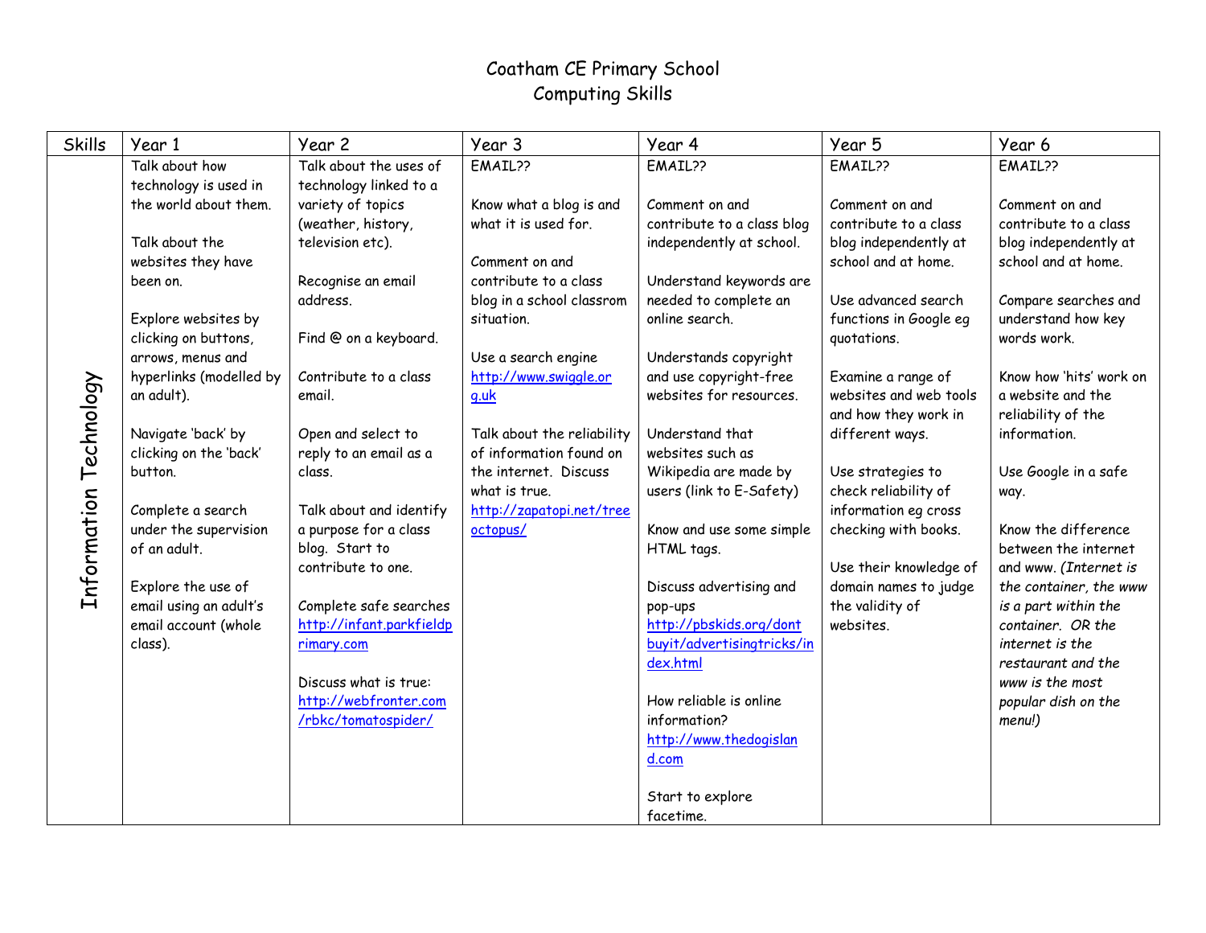# Coatham CE Primary School
## Computing Skills

| Skills | Year 1 | Year 2 | Year 3 | Year 4 | Year 5 | Year 6 |
|---|---|---|---|---|---|---|
| Information Technology | Talk about how technology is used in the world about them.<br><br>Talk about the websites they have been on.<br><br>Explore websites by clicking on buttons, arrows, menus and hyperlinks (modelled by an adult).<br><br>Navigate 'back' by clicking on the 'back' button.<br><br>Complete a search under the supervision of an adult.<br><br>Explore the use of email using an adult's email account (whole class). | Talk about the uses of technology linked to a variety of topics (weather, history, television etc).<br><br>Recognise an email address.<br><br>Find @ on a keyboard.<br><br>Contribute to a class email.<br><br>Open and select to reply to an email as a class.<br><br>Talk about and identify a purpose for a class blog. Start to contribute to one.<br><br>Complete safe searches http://infant.parkfieldprimary.com<br><br>Discuss what is true: http://webfronter.com/rbkc/tomatospider/ | EMAIL??<br><br>Know what a blog is and what it is used for.<br><br>Comment on and contribute to a class blog in a school classrom situation.<br><br>Use a search engine http://www.swiggle.org.uk<br><br>Talk about the reliability of information found on the internet. Discuss what is true. http://zapatopi.net/treeoctopus/ | EMAIL??<br><br>Comment on and contribute to a class blog independently at school.<br><br>Understand keywords are needed to complete an online search.<br><br>Understands copyright and use copyright-free websites for resources.<br><br>Understand that websites such as Wikipedia are made by users (link to E-Safety)<br><br>Know and use some simple HTML tags.<br><br>Discuss advertising and pop-ups http://pbskids.org/dontbuyit/advertisingtricks/index.html<br><br>How reliable is online information? http://www.thedogisland.com<br><br>Start to explore facetime. | EMAIL??<br><br>Comment on and contribute to a class blog independently at school and at home.<br><br>Use advanced search functions in Google eg quotations.<br><br>Examine a range of websites and web tools and how they work in different ways.<br><br>Use strategies to check reliability of information eg cross checking with books.<br><br>Use their knowledge of domain names to judge the validity of websites. | EMAIL??<br><br>Comment on and contribute to a class blog independently at school and at home.<br><br>Compare searches and understand how key words work.<br><br>Know how 'hits' work on a website and the reliability of the information.<br><br>Use Google in a safe way.<br><br>Know the difference between the internet and www. *(Internet is the container, the www is a part within the container. OR the internet is the restaurant and the www is the most popular dish on the menu!)* |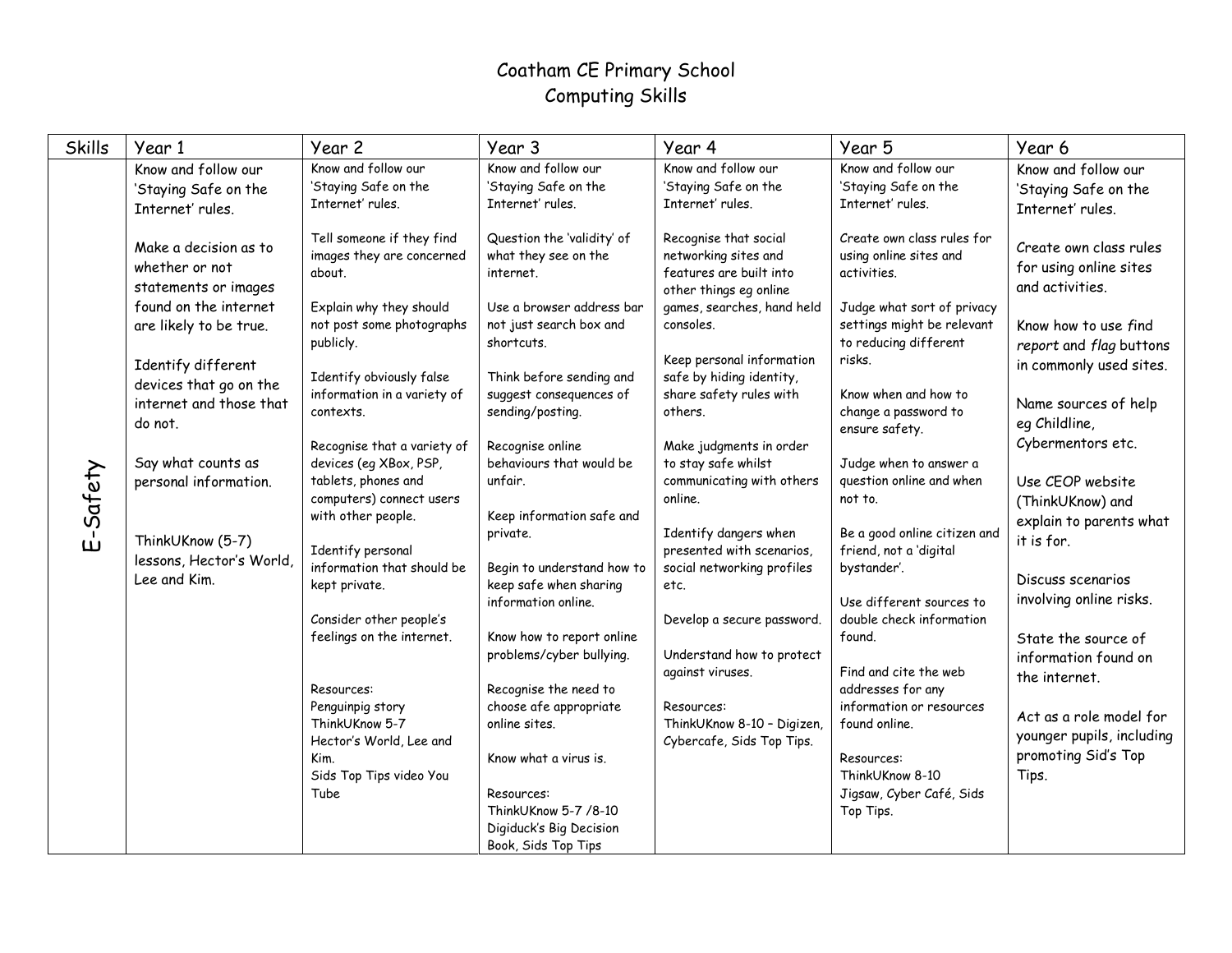# Coatham CE Primary School
## Computing Skills

| Skills | Year 1 | Year 2 | Year 3 | Year 4 | Year 5 | Year 6 |
|---|---|---|---|---|---|---|
| E-Safety | Know and follow our 'Staying Safe on the Internet' rules.<br><br>Make a decision as to whether or not statements or images found on the internet are likely to be true.<br><br>Identify different devices that go on the internet and those that do not.<br><br>Say what counts as personal information.<br><br>ThinkUKnow (5-7) lessons, Hector's World, Lee and Kim. | Know and follow our 'Staying Safe on the Internet' rules.<br><br>Tell someone if they find images they are concerned about.<br><br>Explain why they should not post some photographs publicly.<br><br>Identify obviously false information in a variety of contexts.<br><br>Recognise that a variety of devices (eg XBox, PSP, tablets, phones and computers) connect users with other people.<br><br>Identify personal information that should be kept private.<br><br>Consider other people's feelings on the internet.<br><br>Resources:<br>Penguinpig story<br>ThinkUKnow 5-7<br>Hector's World, Lee and Kim.<br>Sids Top Tips video You Tube | Know and follow our 'Staying Safe on the Internet' rules.<br><br>Question the 'validity' of what they see on the internet.<br><br>Use a browser address bar not just search box and shortcuts.<br><br>Think before sending and suggest consequences of sending/posting.<br><br>Recognise online behaviours that would be unfair.<br><br>Keep information safe and private.<br><br>Begin to understand how to keep safe when sharing information online.<br><br>Know how to report online problems/cyber bullying.<br><br>Recognise the need to choose afe appropriate online sites.<br><br>Know what a virus is.<br><br>Resources:<br>ThinkUKnow 5-7 /8-10<br>Digiduck's Big Decision Book, Sids Top Tips | Know and follow our 'Staying Safe on the Internet' rules.<br><br>Recognise that social networking sites and features are built into other things eg online games, searches, hand held consoles.<br><br>Keep personal information safe by hiding identity, share safety rules with others.<br><br>Make judgments in order to stay safe whilst communicating with others online.<br><br>Identify dangers when presented with scenarios, social networking profiles etc.<br><br>Develop a secure password.<br><br>Understand how to protect against viruses.<br><br>Resources:<br>ThinkUKnow 8-10 – Digizen, Cybercafe, Sids Top Tips. | Know and follow our 'Staying Safe on the Internet' rules.<br><br>Create own class rules for using online sites and activities.<br><br>Judge what sort of privacy settings might be relevant to reducing different risks.<br><br>Know when and how to change a password to ensure safety.<br><br>Judge when to answer a question online and when not to.<br><br>Be a good online citizen and friend, not a 'digital bystander'.<br><br>Use different sources to double check information found.<br><br>Find and cite the web addresses for any information or resources found online.<br><br>Resources:<br>ThinkUKnow 8-10<br>Jigsaw, Cyber Café, Sids Top Tips. | Know and follow our 'Staying Safe on the Internet' rules.<br><br>Create own class rules for using online sites and activities.<br><br>Know how to use *find report* and *flag* buttons in commonly used sites.<br><br>Name sources of help eg Childline, Cybermentors etc.<br><br>Use CEOP website (ThinkUKnow) and explain to parents what it is for.<br><br>Discuss scenarios involving online risks.<br><br>State the source of information found on the internet.<br><br>Act as a role model for younger pupils, including promoting Sid's Top Tips. |